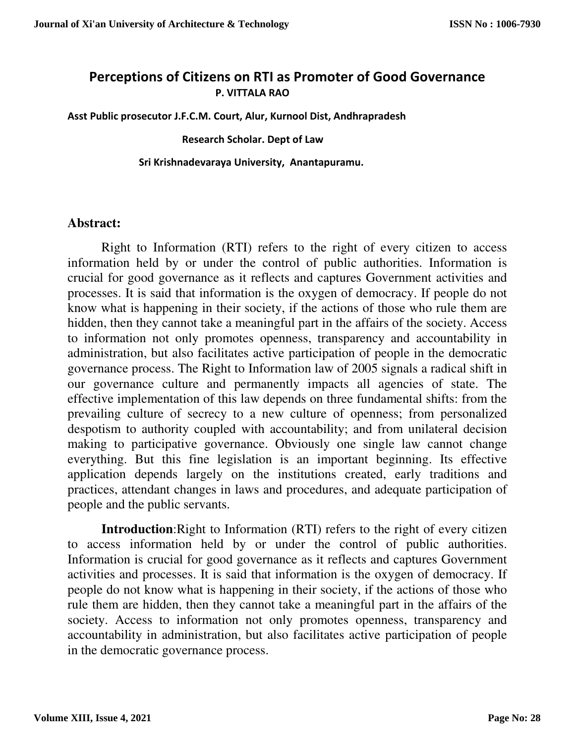# Perceptions of Citizens on RTI as Promoter of Good Governance

**P. VITTALA RAO**

**Asst Public prosecutor J.F.C.M. Court, Alur, Kurnool Dist, Andhrapradesh**

**Research Scholar. Dept of Law**

**Sri Krishnadevaraya University, Anantapuramu.**

## Abstract:

Right to Information (RTI) refers to the right of every citizen to access information held by or under the control of public authorities. Information is crucial for good governance as it reflects and captures Government activities and processes. It is said that information is the oxygen of democracy. If people do not know what is happening in their society, if the actions of those who rule them are hidden, then they cannot take a meaningful part in the affairs of the society. Access to information not only promotes openness, transparency and accountability in administration, but also facilitates active participation of people in the democratic governance process. The Right to Information law of 2005 signals a radical shift in our governance culture and permanently impacts all agencies of state. The effective implementation of this law depends on three fundamental shifts: from the prevailing culture of secrecy to a new culture of openness; from personalized despotism to authority coupled with accountability; and from unilateral decision making to participative governance. Obviously one single law cannot change everything. But this fine legislation is an important beginning. Its effective application depends largely on the institutions created, early traditions and practices, attendant changes in laws and procedures, and adequate participation of people and the public servants.

**Introduction**:Right to Information (RTI) refers to the right of every citizen to access information held by or under the control of public authorities. Information is crucial for good governance as it reflects and captures Government activities and processes. It is said that information is the oxygen of democracy. If people do not know what is happening in their society, if the actions of those who rule them are hidden, then they cannot take a meaningful part in the affairs of the society. Access to information not only promotes openness, transparency and accountability in administration, but also facilitates active participation of people in the democratic governance process.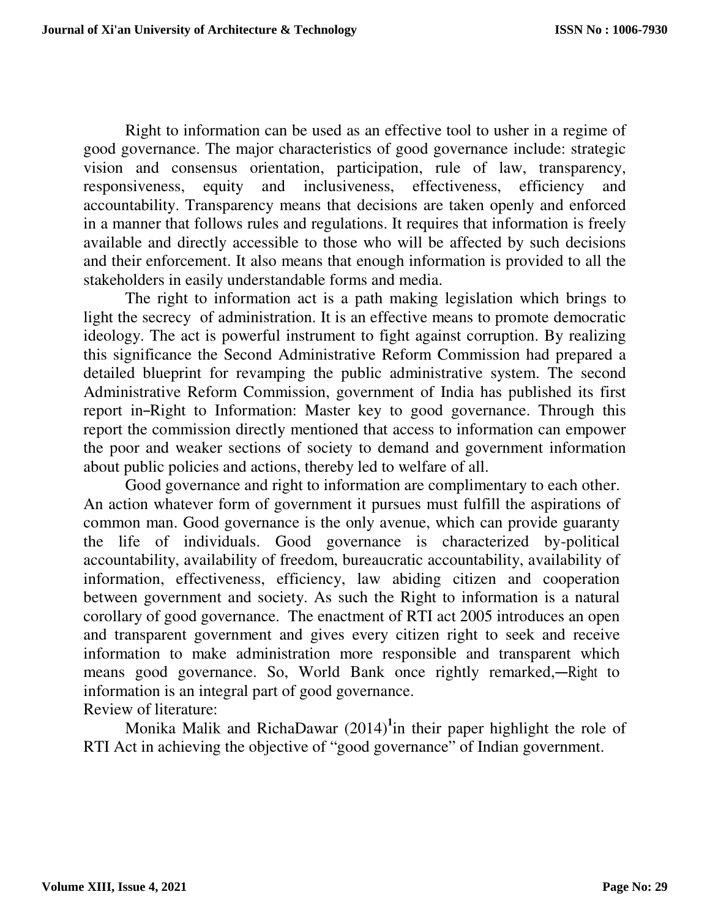Right to information can be used as an effective tool to usher in a regime of good governance. The major characteristics of good governance include: strategic vision and consensus orientation, participation, rule of law, transparency, responsiveness, equity and inclusiveness, effectiveness, efficiency and accountability. Transparency means that decisions are taken openly and enforced in a manner that follows rules and regulations. It requires that information is freely available and directly accessible to those who will be affected by such decisions and their enforcement. It also means that enough information is provided to all the stakeholders in easily understandable forms and media.

The right to information act is a path making legislation which brings to light the secrecy of administration. It is an effective means to promote democratic ideology. The act is powerful instrument to fight against corruption. By realizing this significance the Second Administrative Reform Commission had prepared a detailed blueprint for revamping the public administrative system. The second Administrative Reform Commission, government of India has published its first report in–Right to Information: Master key to good governance. Through this report the commission directly mentioned that access to information can empower the poor and weaker sections of society to demand and government information about public policies and actions, thereby led to welfare of all.

Good governance and right to information are complimentary to each other. An action whatever form of government it pursues must fulfill the aspirations of common man. Good governance is the only avenue, which can provide guaranty the life of individuals. Good governance is characterized by-political accountability, availability of freedom, bureaucratic accountability, availability of information, effectiveness, efficiency, law abiding citizen and cooperation between government and society. As such the Right to information is a natural corollary of good governance. The enactment of RTI act 2005 introduces an open and transparent government and gives every citizen right to seek and receive information to make administration more responsible and transparent which means good governance. So, World Bank once rightly remarked,―Right to information is an integral part of good governance.

Review of literature:

Monika Malik and RichaDawar (2014)[1]in their paper highlight the role of RTI Act in achieving the objective of "good governance" of Indian government.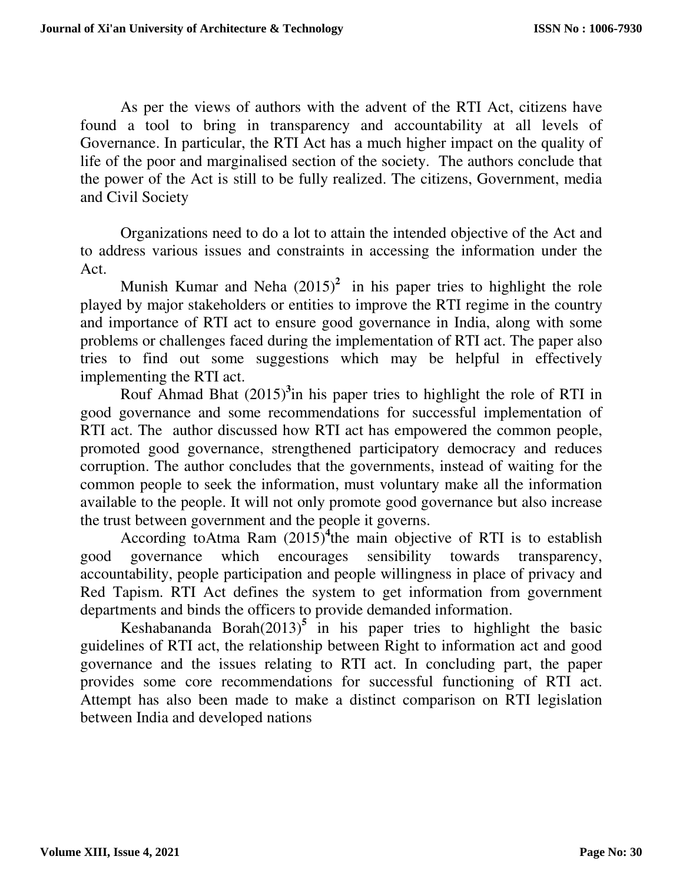As per the views of authors with the advent of the RTI Act, citizens have found a tool to bring in transparency and accountability at all levels of Governance. In particular, the RTI Act has a much higher impact on the quality of life of the poor and marginalised section of the society. The authors conclude that the power of the Act is still to be fully realized. The citizens, Government, media and Civil Society

Organizations need to do a lot to attain the intended objective of the Act and to address various issues and constraints in accessing the information under the Act.

Munish Kumar and Neha (2015)[2] in his paper tries to highlight the role played by major stakeholders or entities to improve the RTI regime in the country and importance of RTI act to ensure good governance in India, along with some problems or challenges faced during the implementation of RTI act. The paper also tries to find out some suggestions which may be helpful in effectively implementing the RTI act.

Rouf Ahmad Bhat (2015)[3]in his paper tries to highlight the role of RTI in good governance and some recommendations for successful implementation of RTI act. The author discussed how RTI act has empowered the common people, promoted good governance, strengthened participatory democracy and reduces corruption. The author concludes that the governments, instead of waiting for the common people to seek the information, must voluntary make all the information available to the people. It will not only promote good governance but also increase the trust between government and the people it governs.

According toAtma Ram (2015)[4]the main objective of RTI is to establish good governance which encourages sensibility towards transparency, accountability, people participation and people willingness in place of privacy and Red Tapism. RTI Act defines the system to get information from government departments and binds the officers to provide demanded information.

Keshabananda Borah(2013)[5] in his paper tries to highlight the basic guidelines of RTI act, the relationship between Right to information act and good governance and the issues relating to RTI act. In concluding part, the paper provides some core recommendations for successful functioning of RTI act. Attempt has also been made to make a distinct comparison on RTI legislation between India and developed nations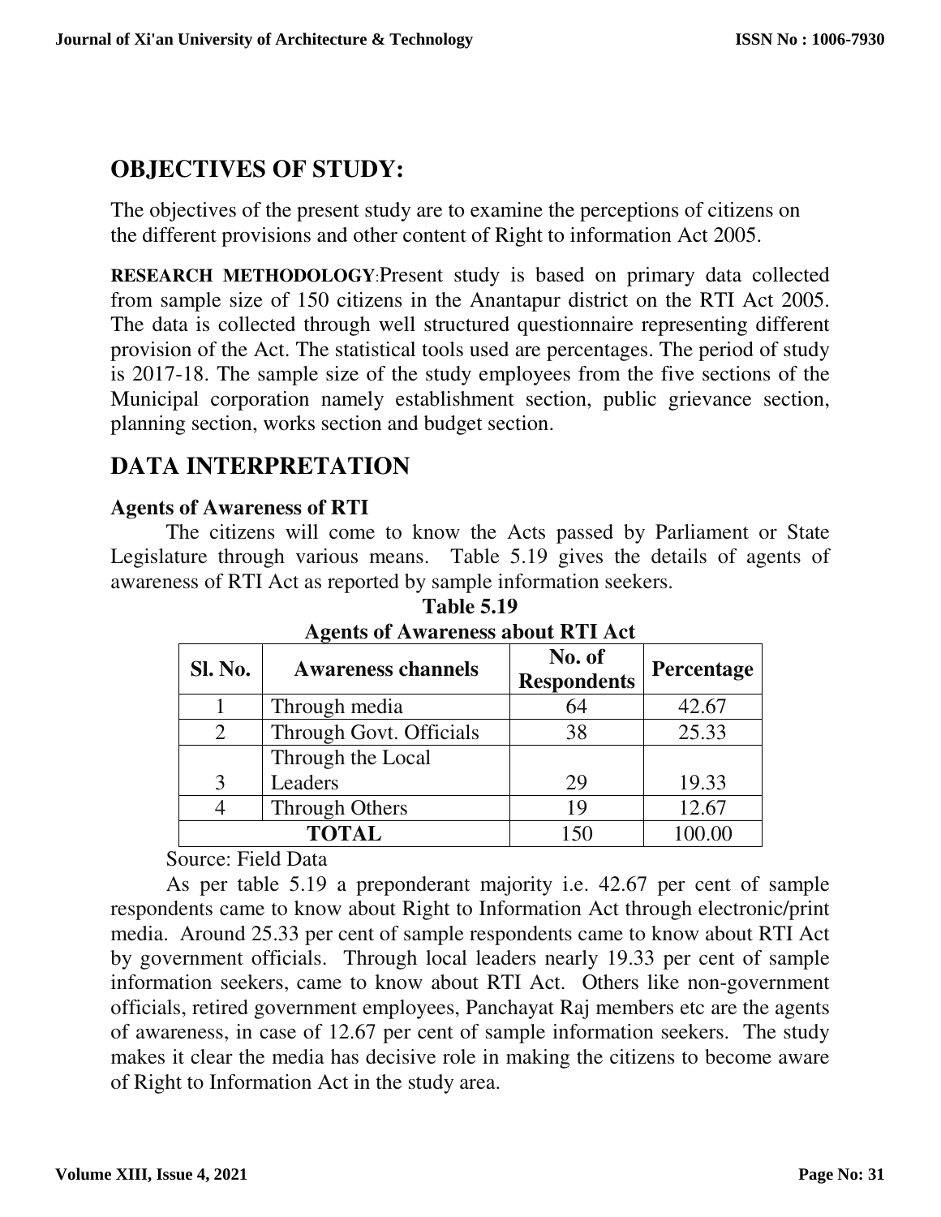## OBJECTIVES OF STUDY:

The objectives of the present study are to examine the perceptions of citizens on the different provisions and other content of Right to information Act 2005.

**RESEARCH METHODOLOGY**:Present study is based on primary data collected from sample size of 150 citizens in the Anantapur district on the RTI Act 2005. The data is collected through well structured questionnaire representing different provision of the Act. The statistical tools used are percentages. The period of study is 2017-18. The sample size of the study employees from the five sections of the Municipal corporation namely establishment section, public grievance section, planning section, works section and budget section.

## DATA INTERPRETATION

### Agents of Awareness of RTI

The citizens will come to know the Acts passed by Parliament or State Legislature through various means. Table 5.19 gives the details of agents of awareness of RTI Act as reported by sample information seekers.

**Table 5.19**

**Agents of Awareness about RTI Act**

| Sl. No. | Awareness channels | No. of Respondents | Percentage |
|---|---|---|---|
| 1 | Through media | 64 | 42.67 |
| 2 | Through Govt. Officials | 38 | 25.33 |
| 3 | Through the Local Leaders | 29 | 19.33 |
| 4 | Through Others | 19 | 12.67 |
| **TOTAL** | | 150 | 100.00 |

Source: Field Data

As per table 5.19 a preponderant majority i.e. 42.67 per cent of sample respondents came to know about Right to Information Act through electronic/print media. Around 25.33 per cent of sample respondents came to know about RTI Act by government officials. Through local leaders nearly 19.33 per cent of sample information seekers, came to know about RTI Act. Others like non-government officials, retired government employees, Panchayat Raj members etc are the agents of awareness, in case of 12.67 per cent of sample information seekers. The study makes it clear the media has decisive role in making the citizens to become aware of Right to Information Act in the study area.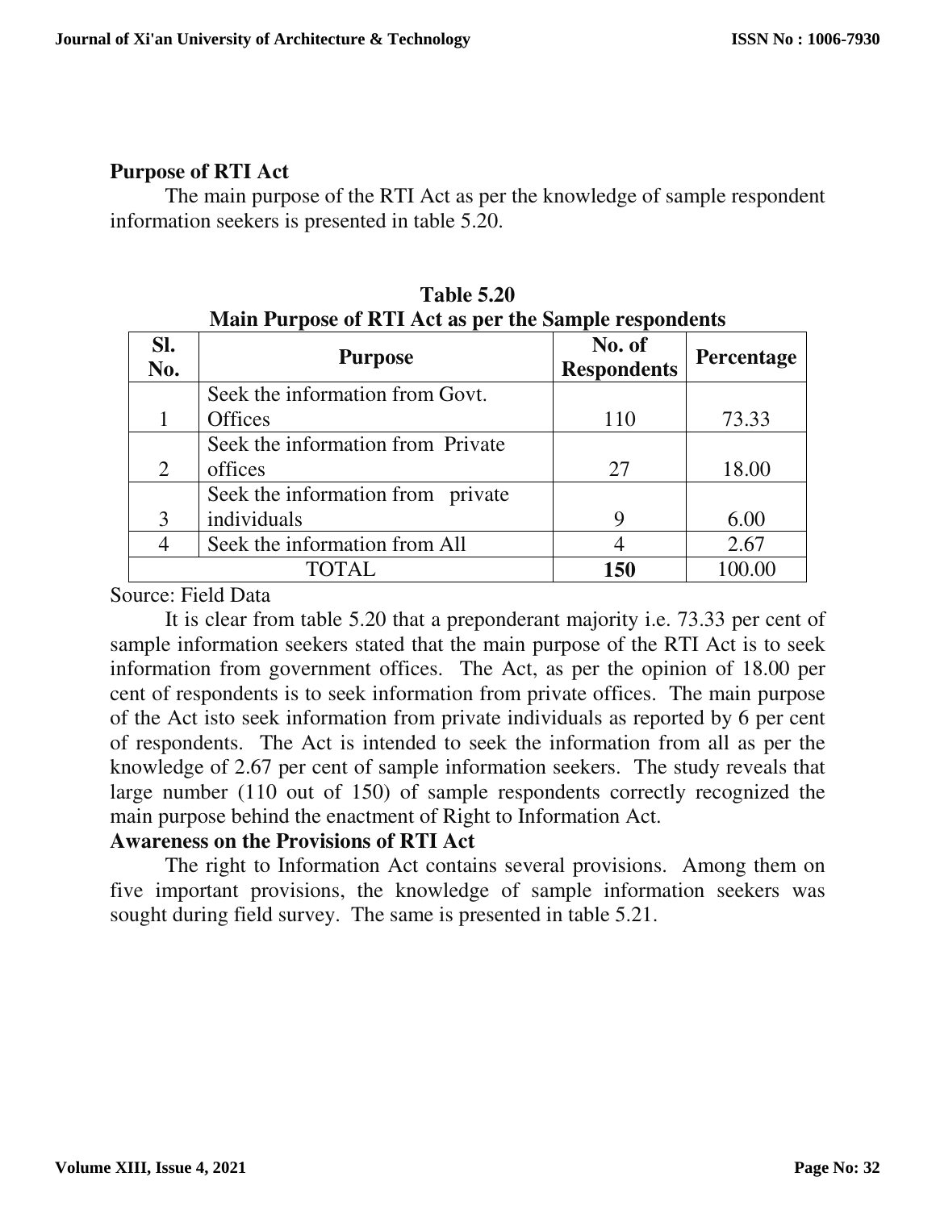## Purpose of RTI Act

The main purpose of the RTI Act as per the knowledge of sample respondent information seekers is presented in table 5.20.

**Table 5.20**
**Main Purpose of RTI Act as per the Sample respondents**

| Sl. No. | Purpose | No. of Respondents | Percentage |
|---|---|---|---|
| 1 | Seek the information from Govt. Offices | 110 | 73.33 |
| 2 | Seek the information from Private offices | 27 | 18.00 |
| 3 | Seek the information from private individuals | 9 | 6.00 |
| 4 | Seek the information from All | 4 | 2.67 |
| TOTAL | | **150** | 100.00 |

Source: Field Data

It is clear from table 5.20 that a preponderant majority i.e. 73.33 per cent of sample information seekers stated that the main purpose of the RTI Act is to seek information from government offices. The Act, as per the opinion of 18.00 per cent of respondents is to seek information from private offices. The main purpose of the Act isto seek information from private individuals as reported by 6 per cent of respondents. The Act is intended to seek the information from all as per the knowledge of 2.67 per cent of sample information seekers. The study reveals that large number (110 out of 150) of sample respondents correctly recognized the main purpose behind the enactment of Right to Information Act.

## Awareness on the Provisions of RTI Act

The right to Information Act contains several provisions. Among them on five important provisions, the knowledge of sample information seekers was sought during field survey. The same is presented in table 5.21.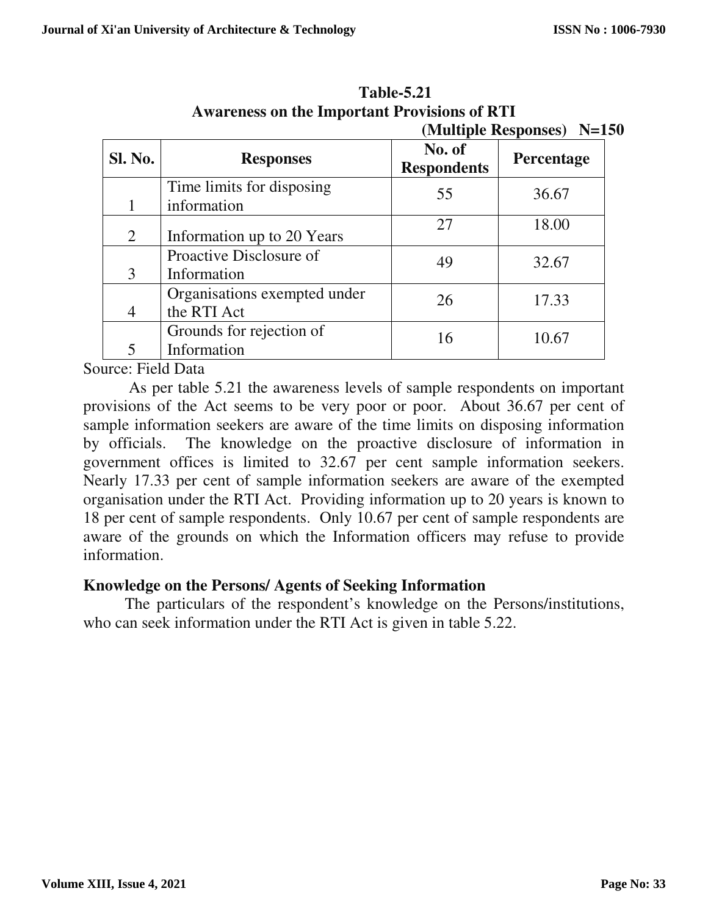**Table-5.21**
**Awareness on the Important Provisions of RTI**
**(Multiple Responses) N=150**

| Sl. No. | Responses | No. of Respondents | Percentage |
|---|---|---|---|
| 1 | Time limits for disposing information | 55 | 36.67 |
| 2 | Information up to 20 Years | 27 | 18.00 |
| 3 | Proactive Disclosure of Information | 49 | 32.67 |
| 4 | Organisations exempted under the RTI Act | 26 | 17.33 |
| 5 | Grounds for rejection of Information | 16 | 10.67 |

Source: Field Data

As per table 5.21 the awareness levels of sample respondents on important provisions of the Act seems to be very poor or poor. About 36.67 per cent of sample information seekers are aware of the time limits on disposing information by officials. The knowledge on the proactive disclosure of information in government offices is limited to 32.67 per cent sample information seekers. Nearly 17.33 per cent of sample information seekers are aware of the exempted organisation under the RTI Act. Providing information up to 20 years is known to 18 per cent of sample respondents. Only 10.67 per cent of sample respondents are aware of the grounds on which the Information officers may refuse to provide information.

### Knowledge on the Persons/ Agents of Seeking Information

The particulars of the respondent's knowledge on the Persons/institutions, who can seek information under the RTI Act is given in table 5.22.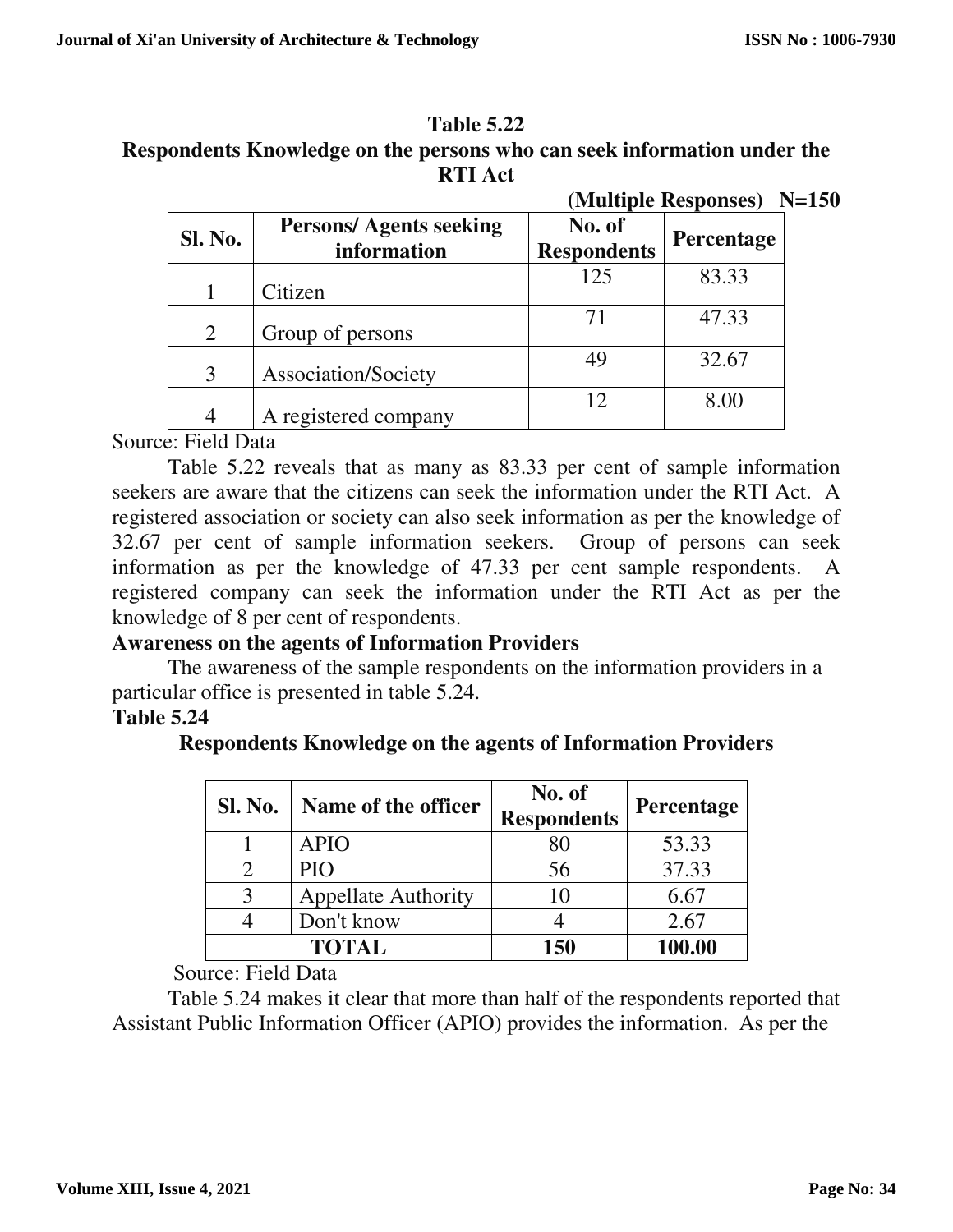**Table 5.22**

**Respondents Knowledge on the persons who can seek information under the RTI Act**

**(Multiple Responses) N=150**

| Sl. No. | Persons/ Agents seeking information | No. of Respondents | Percentage |
|---|---|---|---|
| 1 | Citizen | 125 | 83.33 |
| 2 | Group of persons | 71 | 47.33 |
| 3 | Association/Society | 49 | 32.67 |
| 4 | A registered company | 12 | 8.00 |

Source: Field Data

Table 5.22 reveals that as many as 83.33 per cent of sample information seekers are aware that the citizens can seek the information under the RTI Act. A registered association or society can also seek information as per the knowledge of 32.67 per cent of sample information seekers. Group of persons can seek information as per the knowledge of 47.33 per cent sample respondents. A registered company can seek the information under the RTI Act as per the knowledge of 8 per cent of respondents.

**Awareness on the agents of Information Providers**

The awareness of the sample respondents on the information providers in a particular office is presented in table 5.24.

**Table 5.24**

**Respondents Knowledge on the agents of Information Providers**

| Sl. No. | Name of the officer | No. of Respondents | Percentage |
|---|---|---|---|
| 1 | APIO | 80 | 53.33 |
| 2 | PIO | 56 | 37.33 |
| 3 | Appellate Authority | 10 | 6.67 |
| 4 | Don't know | 4 | 2.67 |
| **TOTAL** | | **150** | **100.00** |

Source: Field Data

Table 5.24 makes it clear that more than half of the respondents reported that Assistant Public Information Officer (APIO) provides the information. As per the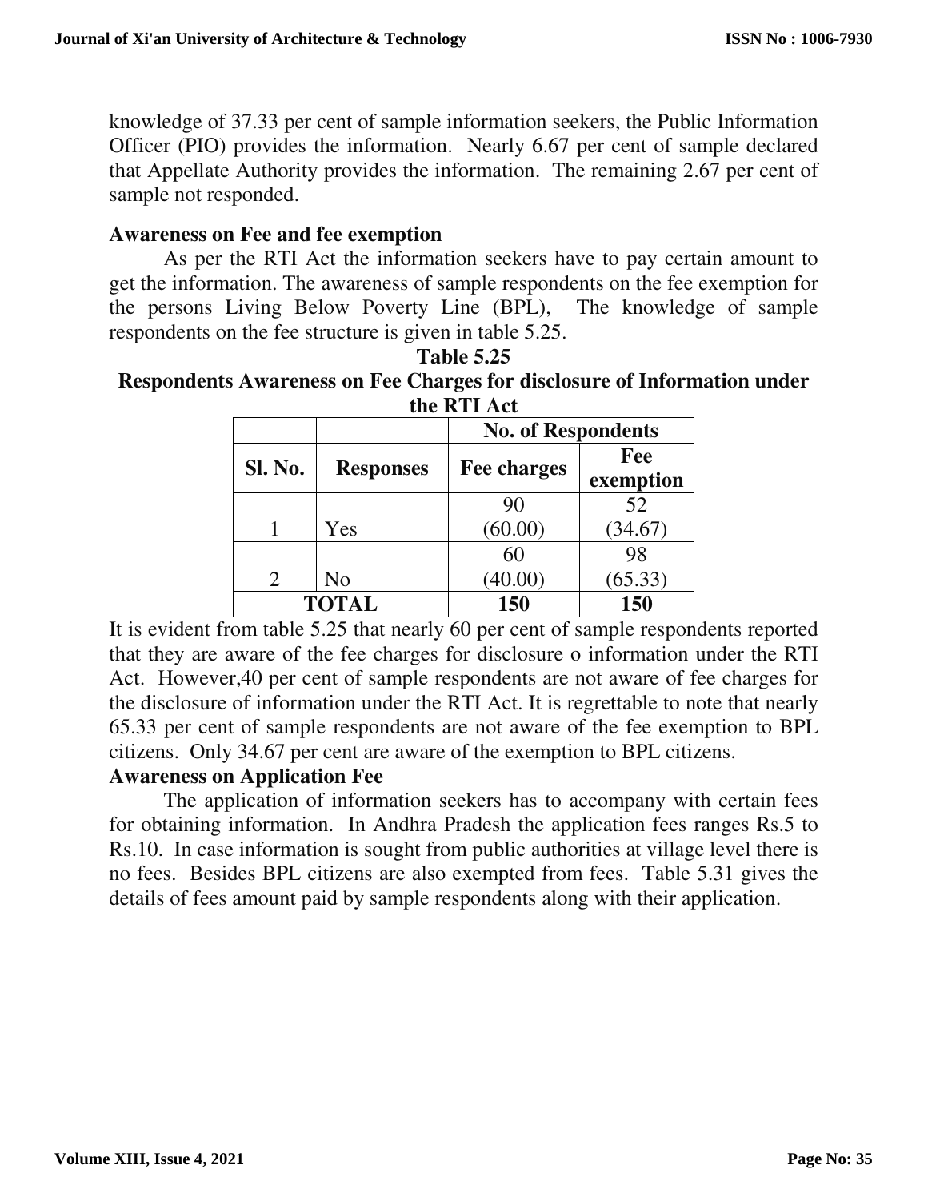knowledge of 37.33 per cent of sample information seekers, the Public Information Officer (PIO) provides the information. Nearly 6.67 per cent of sample declared that Appellate Authority provides the information. The remaining 2.67 per cent of sample not responded.

### Awareness on Fee and fee exemption

As per the RTI Act the information seekers have to pay certain amount to get the information. The awareness of sample respondents on the fee exemption for the persons Living Below Poverty Line (BPL), The knowledge of sample respondents on the fee structure is given in table 5.25.

**Table 5.25**
**Respondents Awareness on Fee Charges for disclosure of Information under the RTI Act**

| | | No. of Respondents | |
|---|---|---|---|
| Sl. No. | Responses | Fee charges | Fee exemption |
| 1 | Yes | 90 (60.00) | 52 (34.67) |
| 2 | No | 60 (40.00) | 98 (65.33) |
| TOTAL | | 150 | 150 |

It is evident from table 5.25 that nearly 60 per cent of sample respondents reported that they are aware of the fee charges for disclosure o information under the RTI Act. However,40 per cent of sample respondents are not aware of fee charges for the disclosure of information under the RTI Act. It is regrettable to note that nearly 65.33 per cent of sample respondents are not aware of the fee exemption to BPL citizens. Only 34.67 per cent are aware of the exemption to BPL citizens.

### Awareness on Application Fee

The application of information seekers has to accompany with certain fees for obtaining information. In Andhra Pradesh the application fees ranges Rs.5 to Rs.10. In case information is sought from public authorities at village level there is no fees. Besides BPL citizens are also exempted from fees. Table 5.31 gives the details of fees amount paid by sample respondents along with their application.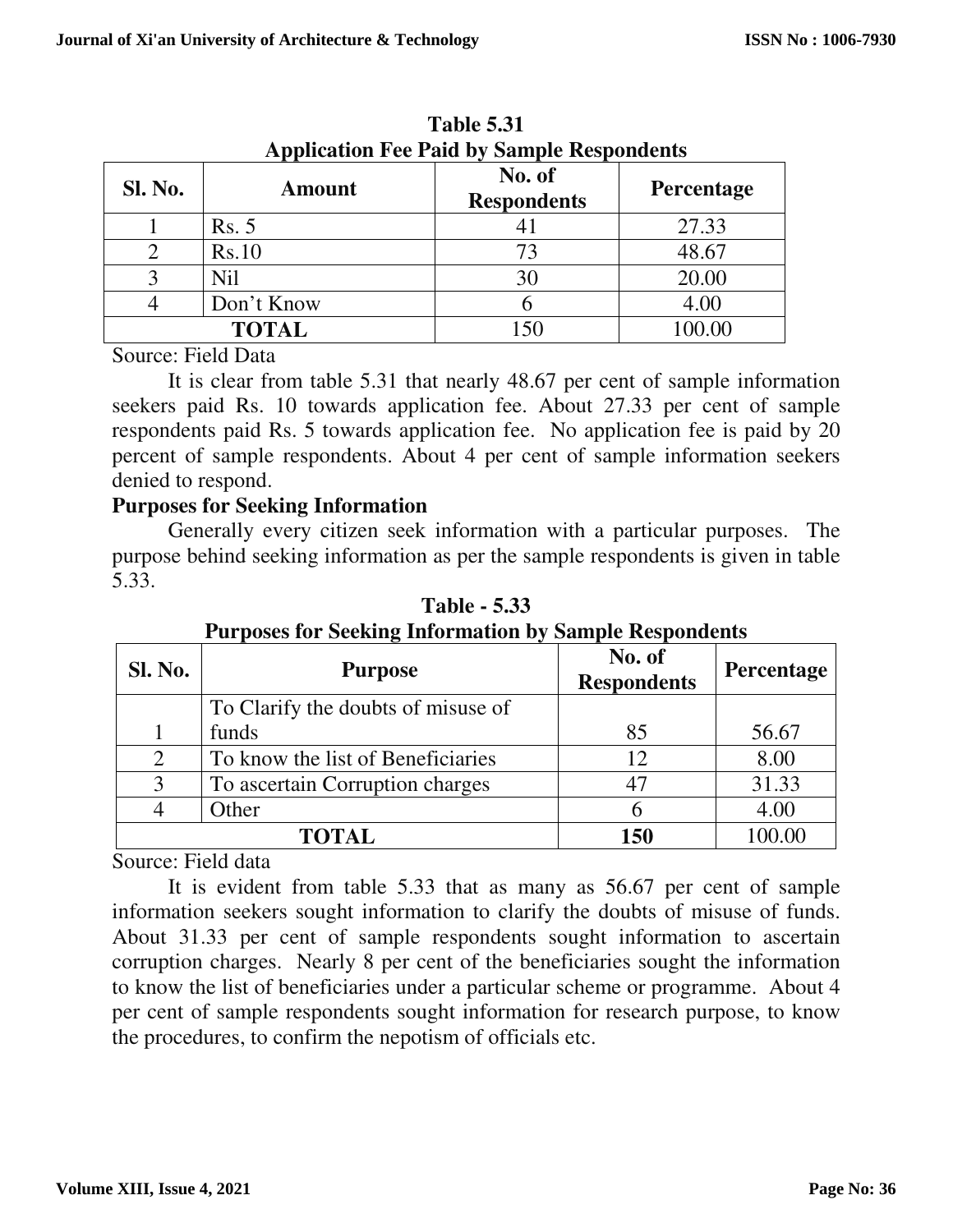**Table 5.31**
**Application Fee Paid by Sample Respondents**

| Sl. No. | Amount | No. of Respondents | Percentage |
|---|---|---|---|
| 1 | Rs. 5 | 41 | 27.33 |
| 2 | Rs.10 | 73 | 48.67 |
| 3 | Nil | 30 | 20.00 |
| 4 | Don't Know | 6 | 4.00 |
| TOTAL | | 150 | 100.00 |

Source: Field Data

It is clear from table 5.31 that nearly 48.67 per cent of sample information seekers paid Rs. 10 towards application fee. About 27.33 per cent of sample respondents paid Rs. 5 towards application fee. No application fee is paid by 20 percent of sample respondents. About 4 per cent of sample information seekers denied to respond.

**Purposes for Seeking Information**

Generally every citizen seek information with a particular purposes. The purpose behind seeking information as per the sample respondents is given in table 5.33.

**Table - 5.33**
**Purposes for Seeking Information by Sample Respondents**

| Sl. No. | Purpose | No. of Respondents | Percentage |
|---|---|---|---|
| 1 | To Clarify the doubts of misuse of funds | 85 | 56.67 |
| 2 | To know the list of Beneficiaries | 12 | 8.00 |
| 3 | To ascertain Corruption charges | 47 | 31.33 |
| 4 | Other | 6 | 4.00 |
| TOTAL | | **150** | 100.00 |

Source: Field data

It is evident from table 5.33 that as many as 56.67 per cent of sample information seekers sought information to clarify the doubts of misuse of funds. About 31.33 per cent of sample respondents sought information to ascertain corruption charges. Nearly 8 per cent of the beneficiaries sought the information to know the list of beneficiaries under a particular scheme or programme. About 4 per cent of sample respondents sought information for research purpose, to know the procedures, to confirm the nepotism of officials etc.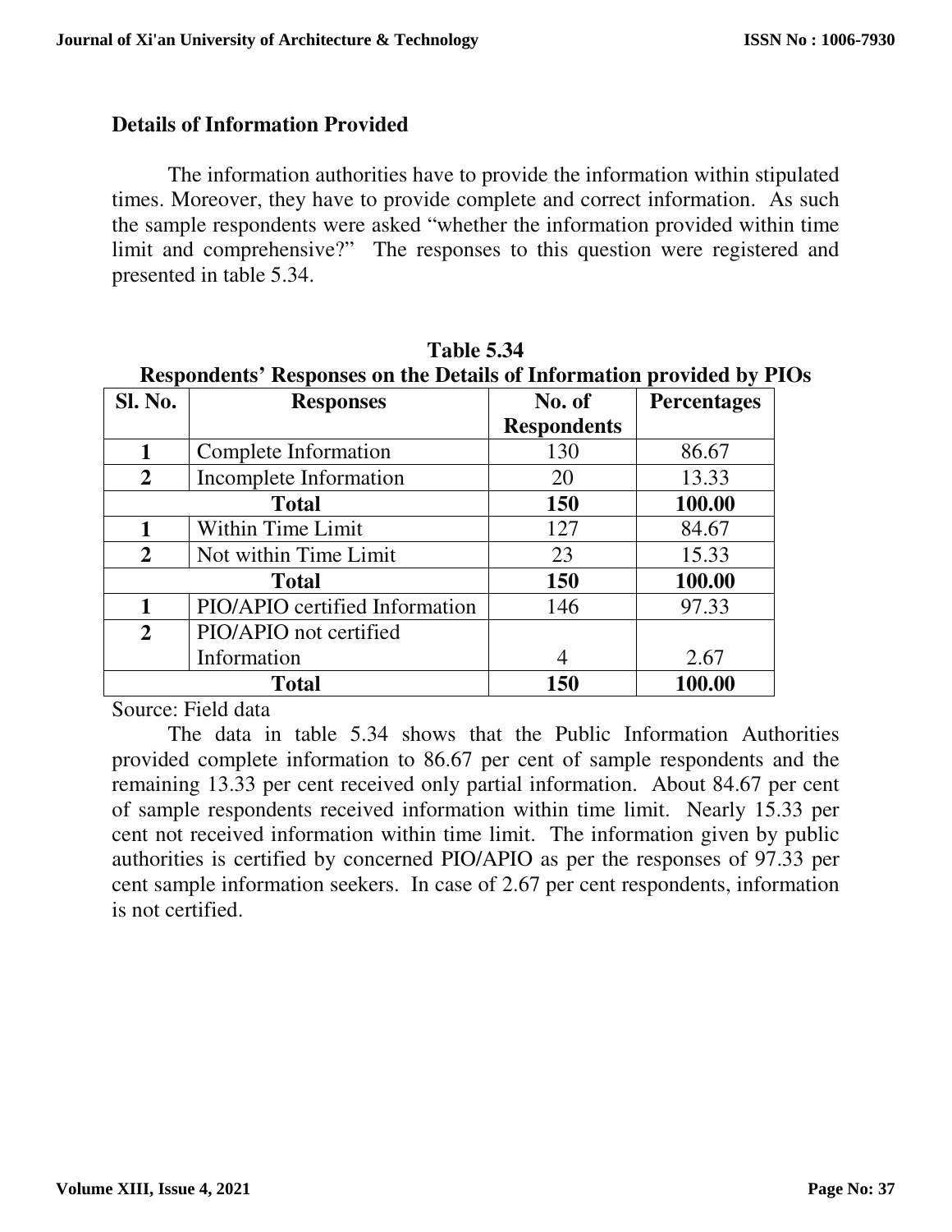### Details of Information Provided

The information authorities have to provide the information within stipulated times. Moreover, they have to provide complete and correct information. As such the sample respondents were asked "whether the information provided within time limit and comprehensive?" The responses to this question were registered and presented in table 5.34.

**Table 5.34**
**Respondents' Responses on the Details of Information provided by PIOs**

| Sl. No. | Responses | No. of Respondents | Percentages |
|---|---|---|---|
| **1** | Complete Information | 130 | 86.67 |
| **2** | Incomplete Information | 20 | 13.33 |
| **Total** | | **150** | **100.00** |
| **1** | Within Time Limit | 127 | 84.67 |
| **2** | Not within Time Limit | 23 | 15.33 |
| **Total** | | **150** | **100.00** |
| **1** | PIO/APIO certified Information | 146 | 97.33 |
| **2** | PIO/APIO not certified Information | 4 | 2.67 |
| **Total** | | **150** | **100.00** |

Source: Field data

The data in table 5.34 shows that the Public Information Authorities provided complete information to 86.67 per cent of sample respondents and the remaining 13.33 per cent received only partial information. About 84.67 per cent of sample respondents received information within time limit. Nearly 15.33 per cent not received information within time limit. The information given by public authorities is certified by concerned PIO/APIO as per the responses of 97.33 per cent sample information seekers. In case of 2.67 per cent respondents, information is not certified.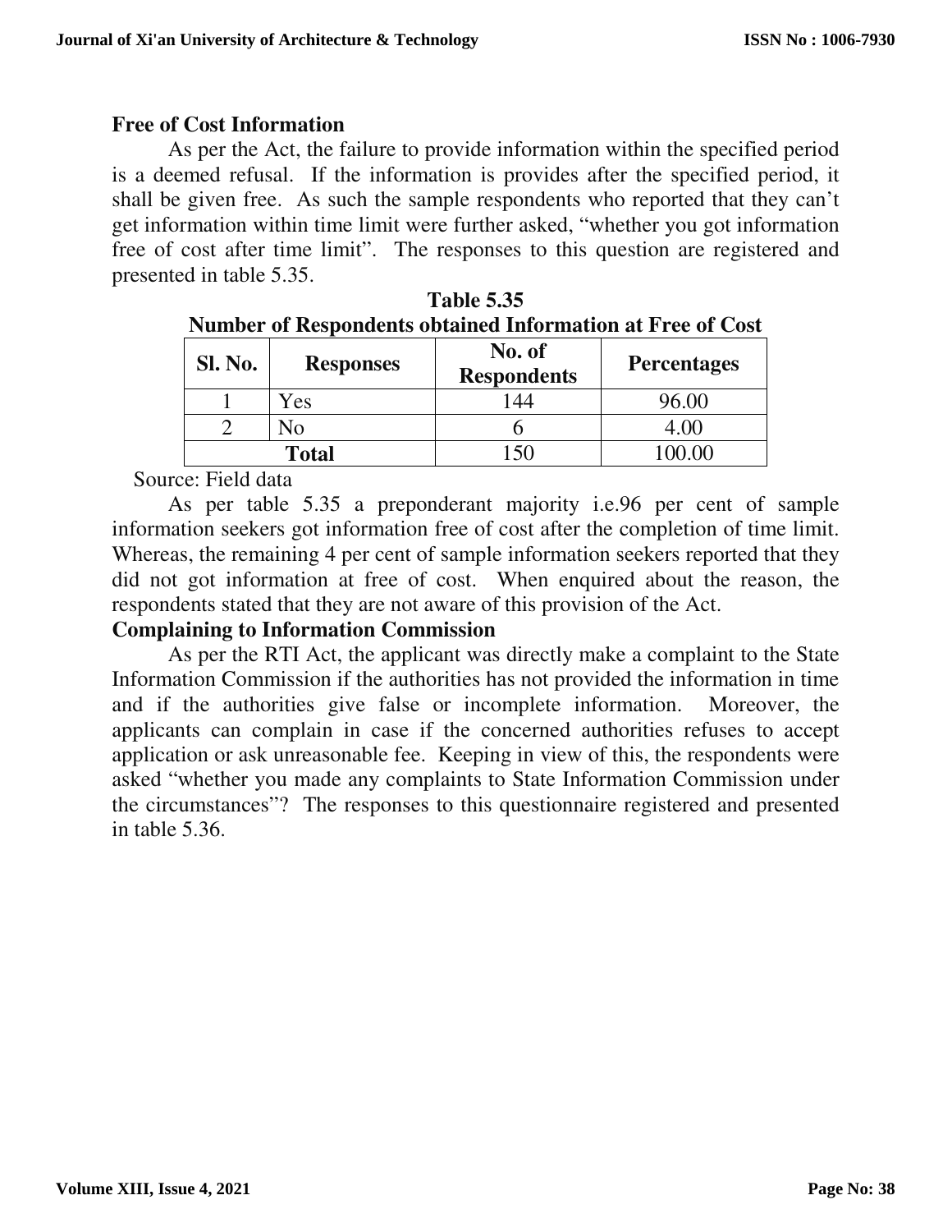### Free of Cost Information

As per the Act, the failure to provide information within the specified period is a deemed refusal. If the information is provides after the specified period, it shall be given free. As such the sample respondents who reported that they can't get information within time limit were further asked, "whether you got information free of cost after time limit". The responses to this question are registered and presented in table 5.35.

**Table 5.35**
**Number of Respondents obtained Information at Free of Cost**

| Sl. No. | Responses | No. of Respondents | Percentages |
|---|---|---|---|
| 1 | Yes | 144 | 96.00 |
| 2 | No | 6 | 4.00 |
| **Total** | | 150 | 100.00 |

Source: Field data

As per table 5.35 a preponderant majority i.e.96 per cent of sample information seekers got information free of cost after the completion of time limit. Whereas, the remaining 4 per cent of sample information seekers reported that they did not got information at free of cost. When enquired about the reason, the respondents stated that they are not aware of this provision of the Act.

### Complaining to Information Commission

As per the RTI Act, the applicant was directly make a complaint to the State Information Commission if the authorities has not provided the information in time and if the authorities give false or incomplete information. Moreover, the applicants can complain in case if the concerned authorities refuses to accept application or ask unreasonable fee. Keeping in view of this, the respondents were asked "whether you made any complaints to State Information Commission under the circumstances"? The responses to this questionnaire registered and presented in table 5.36.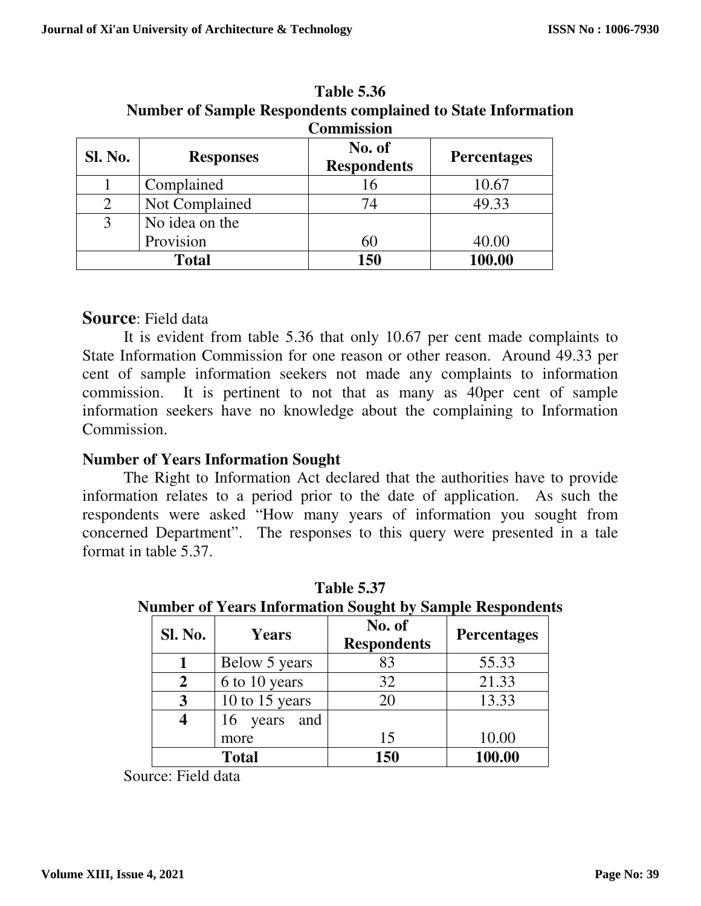**Table 5.36**
**Number of Sample Respondents complained to State Information Commission**

| Sl. No. | Responses | No. of Respondents | Percentages |
|---|---|---|---|
| 1 | Complained | 16 | 10.67 |
| 2 | Not Complained | 74 | 49.33 |
| 3 | No idea on the Provision | 60 | 40.00 |
| **Total** | | **150** | **100.00** |

**Source**: Field data

It is evident from table 5.36 that only 10.67 per cent made complaints to State Information Commission for one reason or other reason. Around 49.33 per cent of sample information seekers not made any complaints to information commission. It is pertinent to not that as many as 40per cent of sample information seekers have no knowledge about the complaining to Information Commission.

### Number of Years Information Sought

The Right to Information Act declared that the authorities have to provide information relates to a period prior to the date of application. As such the respondents were asked "How many years of information you sought from concerned Department". The responses to this query were presented in a tale format in table 5.37.

**Table 5.37**
**Number of Years Information Sought by Sample Respondents**

| Sl. No. | Years | No. of Respondents | Percentages |
|---|---|---|---|
| **1** | Below 5 years | 83 | 55.33 |
| **2** | 6 to 10 years | 32 | 21.33 |
| **3** | 10 to 15 years | 20 | 13.33 |
| **4** | 16 years and more | 15 | 10.00 |
| **Total** | | **150** | **100.00** |

Source: Field data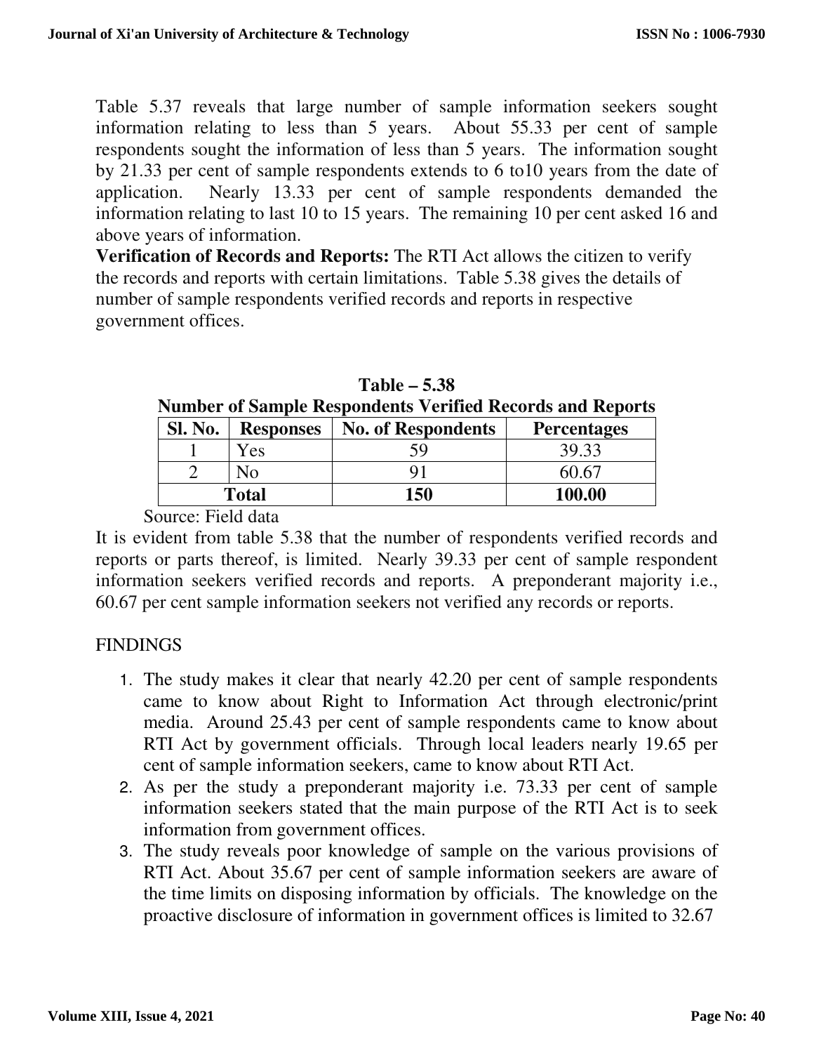Table 5.37 reveals that large number of sample information seekers sought information relating to less than 5 years. About 55.33 per cent of sample respondents sought the information of less than 5 years. The information sought by 21.33 per cent of sample respondents extends to 6 to10 years from the date of application. Nearly 13.33 per cent of sample respondents demanded the information relating to last 10 to 15 years. The remaining 10 per cent asked 16 and above years of information.

**Verification of Records and Reports:** The RTI Act allows the citizen to verify the records and reports with certain limitations. Table 5.38 gives the details of number of sample respondents verified records and reports in respective government offices.

**Table – 5.38**
**Number of Sample Respondents Verified Records and Reports**

| Sl. No. | Responses | No. of Respondents | Percentages |
|---|---|---|---|
| 1 | Yes | 59 | 39.33 |
| 2 | No | 91 | 60.67 |
| **Total** | | **150** | **100.00** |

Source: Field data

It is evident from table 5.38 that the number of respondents verified records and reports or parts thereof, is limited. Nearly 39.33 per cent of sample respondent information seekers verified records and reports. A preponderant majority i.e., 60.67 per cent sample information seekers not verified any records or reports.

## FINDINGS

1. The study makes it clear that nearly 42.20 per cent of sample respondents came to know about Right to Information Act through electronic/print media. Around 25.43 per cent of sample respondents came to know about RTI Act by government officials. Through local leaders nearly 19.65 per cent of sample information seekers, came to know about RTI Act.
2. As per the study a preponderant majority i.e. 73.33 per cent of sample information seekers stated that the main purpose of the RTI Act is to seek information from government offices.
3. The study reveals poor knowledge of sample on the various provisions of RTI Act. About 35.67 per cent of sample information seekers are aware of the time limits on disposing information by officials. The knowledge on the proactive disclosure of information in government offices is limited to 32.67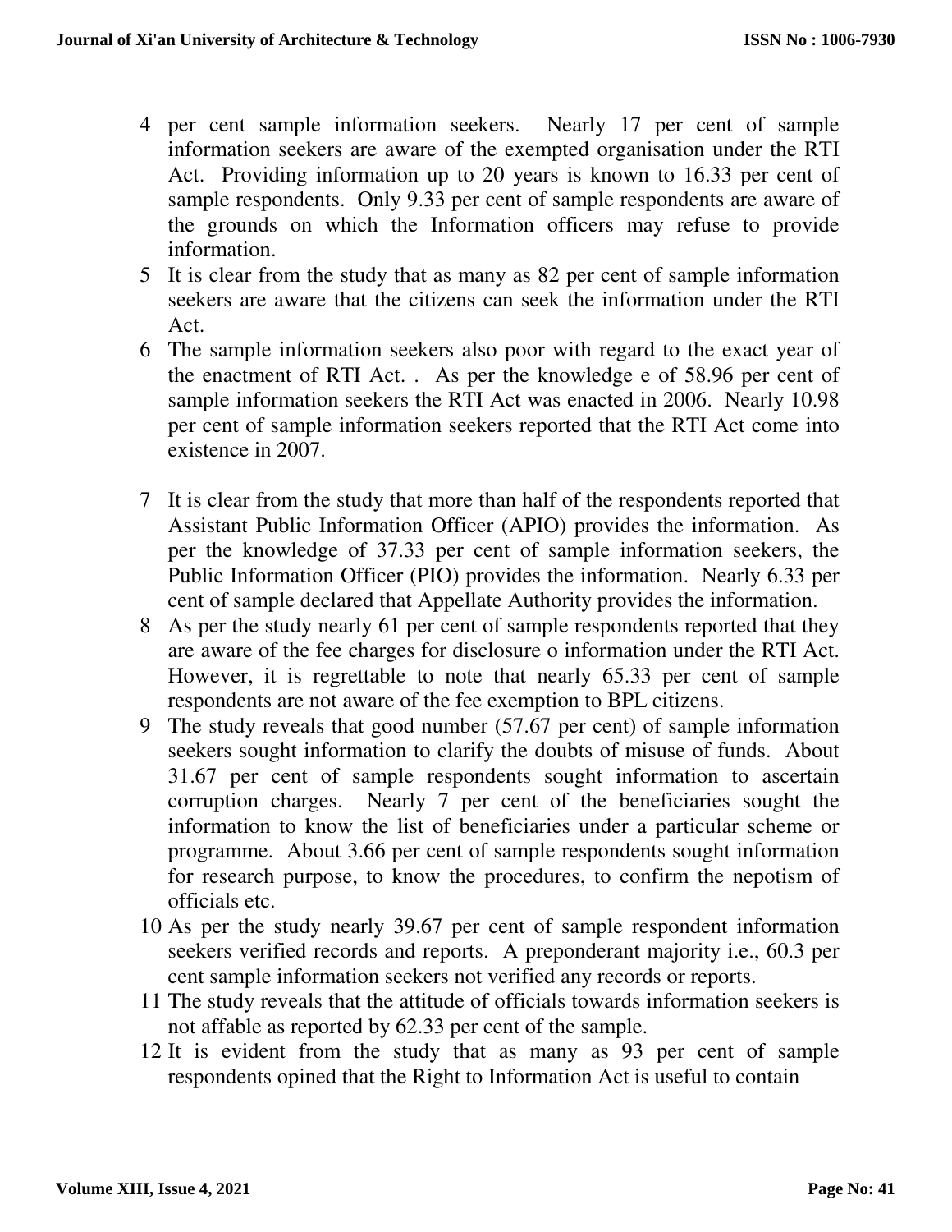4 per cent sample information seekers. Nearly 17 per cent of sample information seekers are aware of the exempted organisation under the RTI Act. Providing information up to 20 years is known to 16.33 per cent of sample respondents. Only 9.33 per cent of sample respondents are aware of the grounds on which the Information officers may refuse to provide information.

5 It is clear from the study that as many as 82 per cent of sample information seekers are aware that the citizens can seek the information under the RTI Act.

6 The sample information seekers also poor with regard to the exact year of the enactment of RTI Act. . As per the knowledge e of 58.96 per cent of sample information seekers the RTI Act was enacted in 2006. Nearly 10.98 per cent of sample information seekers reported that the RTI Act come into existence in 2007.

7 It is clear from the study that more than half of the respondents reported that Assistant Public Information Officer (APIO) provides the information. As per the knowledge of 37.33 per cent of sample information seekers, the Public Information Officer (PIO) provides the information. Nearly 6.33 per cent of sample declared that Appellate Authority provides the information.

8 As per the study nearly 61 per cent of sample respondents reported that they are aware of the fee charges for disclosure o information under the RTI Act. However, it is regrettable to note that nearly 65.33 per cent of sample respondents are not aware of the fee exemption to BPL citizens.

9 The study reveals that good number (57.67 per cent) of sample information seekers sought information to clarify the doubts of misuse of funds. About 31.67 per cent of sample respondents sought information to ascertain corruption charges. Nearly 7 per cent of the beneficiaries sought the information to know the list of beneficiaries under a particular scheme or programme. About 3.66 per cent of sample respondents sought information for research purpose, to know the procedures, to confirm the nepotism of officials etc.

10 As per the study nearly 39.67 per cent of sample respondent information seekers verified records and reports. A preponderant majority i.e., 60.3 per cent sample information seekers not verified any records or reports.

11 The study reveals that the attitude of officials towards information seekers is not affable as reported by 62.33 per cent of the sample.

12 It is evident from the study that as many as 93 per cent of sample respondents opined that the Right to Information Act is useful to contain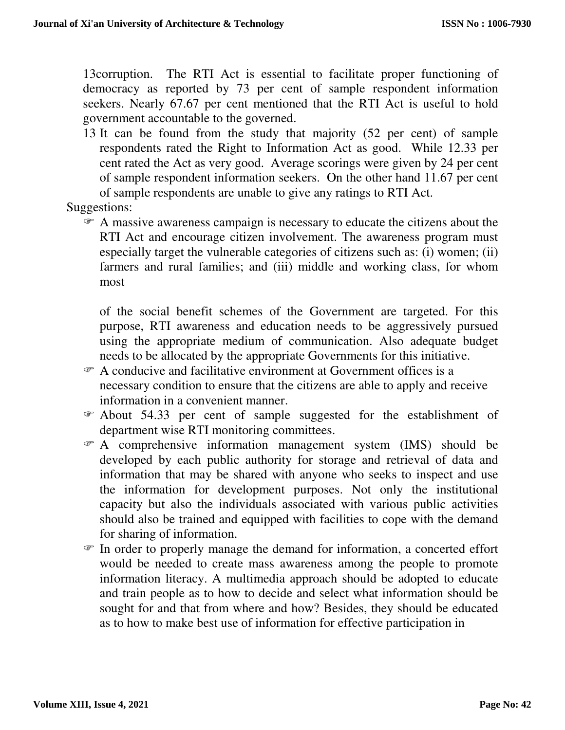13corruption. The RTI Act is essential to facilitate proper functioning of democracy as reported by 73 per cent of sample respondent information seekers. Nearly 67.67 per cent mentioned that the RTI Act is useful to hold government accountable to the governed.

13 It can be found from the study that majority (52 per cent) of sample respondents rated the Right to Information Act as good. While 12.33 per cent rated the Act as very good. Average scorings were given by 24 per cent of sample respondent information seekers. On the other hand 11.67 per cent of sample respondents are unable to give any ratings to RTI Act.

Suggestions:

- A massive awareness campaign is necessary to educate the citizens about the RTI Act and encourage citizen involvement. The awareness program must especially target the vulnerable categories of citizens such as: (i) women; (ii) farmers and rural families; and (iii) middle and working class, for whom most

  of the social benefit schemes of the Government are targeted. For this purpose, RTI awareness and education needs to be aggressively pursued using the appropriate medium of communication. Also adequate budget needs to be allocated by the appropriate Governments for this initiative.
- A conducive and facilitative environment at Government offices is a necessary condition to ensure that the citizens are able to apply and receive information in a convenient manner.
- About 54.33 per cent of sample suggested for the establishment of department wise RTI monitoring committees.
- A comprehensive information management system (IMS) should be developed by each public authority for storage and retrieval of data and information that may be shared with anyone who seeks to inspect and use the information for development purposes. Not only the institutional capacity but also the individuals associated with various public activities should also be trained and equipped with facilities to cope with the demand for sharing of information.
- In order to properly manage the demand for information, a concerted effort would be needed to create mass awareness among the people to promote information literacy. A multimedia approach should be adopted to educate and train people as to how to decide and select what information should be sought for and that from where and how? Besides, they should be educated as to how to make best use of information for effective participation in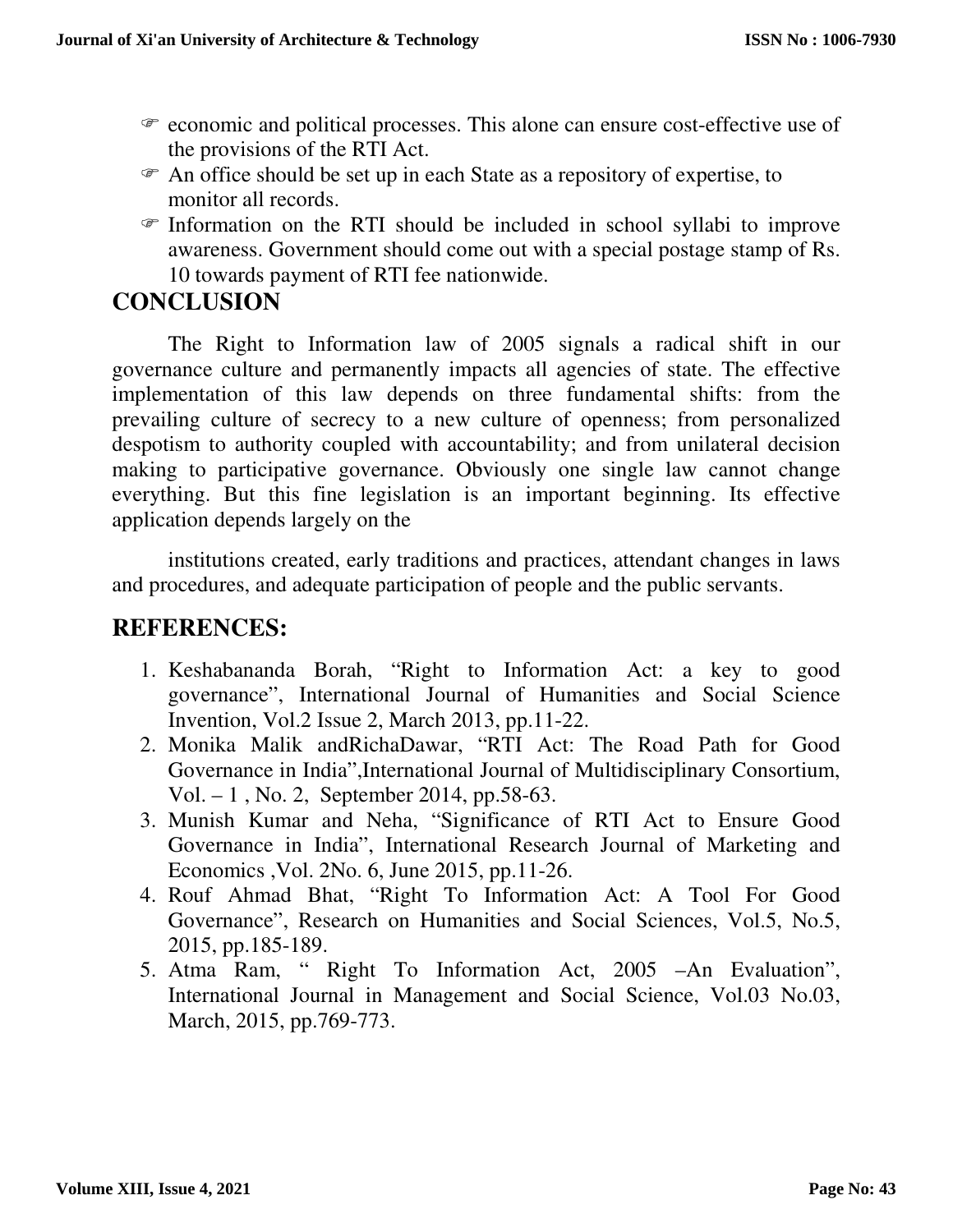- economic and political processes. This alone can ensure cost-effective use of the provisions of the RTI Act.
- An office should be set up in each State as a repository of expertise, to monitor all records.
- Information on the RTI should be included in school syllabi to improve awareness. Government should come out with a special postage stamp of Rs. 10 towards payment of RTI fee nationwide.

## CONCLUSION

The Right to Information law of 2005 signals a radical shift in our governance culture and permanently impacts all agencies of state. The effective implementation of this law depends on three fundamental shifts: from the prevailing culture of secrecy to a new culture of openness; from personalized despotism to authority coupled with accountability; and from unilateral decision making to participative governance. Obviously one single law cannot change everything. But this fine legislation is an important beginning. Its effective application depends largely on the

institutions created, early traditions and practices, attendant changes in laws and procedures, and adequate participation of people and the public servants.

## REFERENCES:

1. Keshabananda Borah, "Right to Information Act: a key to good governance", International Journal of Humanities and Social Science Invention, Vol.2 Issue 2, March 2013, pp.11-22.
2. Monika Malik andRichaDawar, "RTI Act: The Road Path for Good Governance in India",International Journal of Multidisciplinary Consortium, Vol. – 1 , No. 2, September 2014, pp.58-63.
3. Munish Kumar and Neha, "Significance of RTI Act to Ensure Good Governance in India", International Research Journal of Marketing and Economics ,Vol. 2No. 6, June 2015, pp.11-26.
4. Rouf Ahmad Bhat, "Right To Information Act: A Tool For Good Governance", Research on Humanities and Social Sciences, Vol.5, No.5, 2015, pp.185-189.
5. Atma Ram, " Right To Information Act, 2005 –An Evaluation", International Journal in Management and Social Science, Vol.03 No.03, March, 2015, pp.769-773.